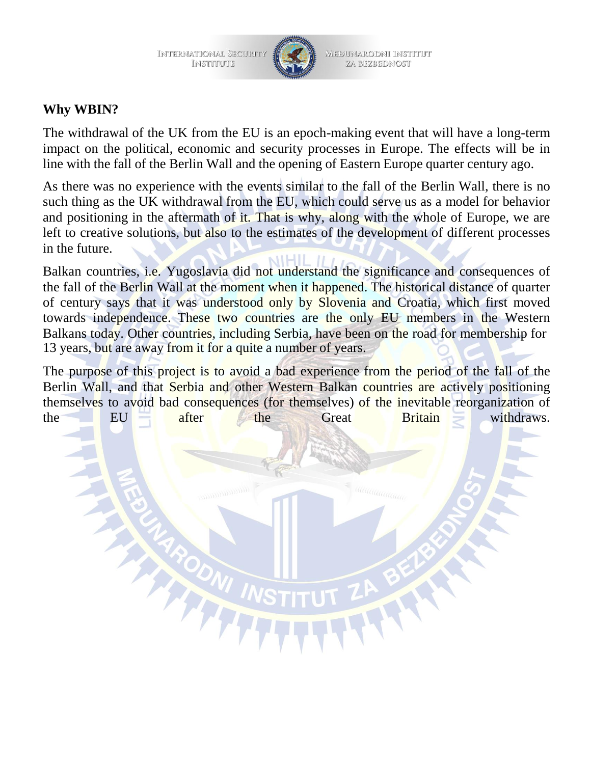## Why WBIN?

The withdrawal of the UK from the EU is an epoch-making event that will have a long-term impact on the political, economic and security processes in Europe. The effects will be in line with the fall of the Berlin Wall and the opening of Eastern Europe quarter century ago.

As there was no experience with the events similar to the fall of the Berlin Wall, there is no such thing as the UK withdrawal from the EU, which could serve us as a model for behavior and positioning in the aftermath of it. That is why, along with the whole of Europe, we are left to creative solutions, but also to the estimates of the development of different processes in the future.

Balkan countries, i.e. Yugoslavia did not understand the significance and consequences of the fall of the Berlin Wall at the moment when it happened. The historical distance of quarter of century says that it was understood only by Slovenia and Croatia, which first moved towards independence. These two countries are the only EU members in the Western Balkans today. Other countries, including Serbia, have been on the road for membership for 13 years, but are away from it for a quite a number of years.

The purpose of this project is to avoid a bad experience from the period of the fall of the Berlin Wall, and that Serbia and other Western Balkan countries are actively positioning themselves to avoid bad consequences (for themselves) of the inevitable reorganization of the EU after the Great Britain withdraws.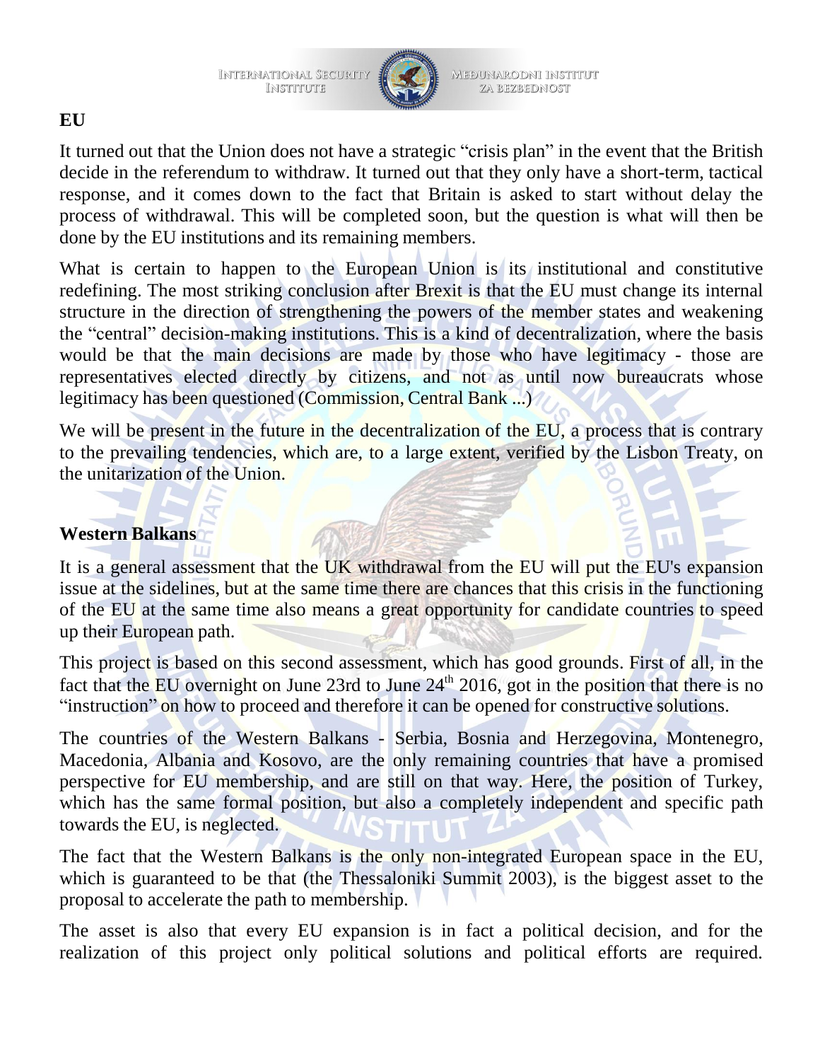## EU

It turned out that the Union does not have a strategic "crisis plan" in the event that the British decide in the referendum to withdraw. It turned out that they only have a short-term, tactical response, and it comes down to the fact that Britain is asked to start without delay the process of withdrawal. This will be completed soon, but the question is what will then be done by the EU institutions and its remaining members.

What is certain to happen to the European Union is its institutional and constitutive redefining. The most striking conclusion after Brexit is that the EU must change its internal structure in the direction of strengthening the powers of the member states and weakening the "central" decision-making institutions. This is a kind of decentralization, where the basis would be that the main decisions are made by those who have legitimacy - those are representatives elected directly by citizens, and not as until now bureaucrats whose legitimacy has been questioned (Commission, Central Bank ...)

We will be present in the future in the decentralization of the EU, a process that is contrary to the prevailing tendencies, which are, to a large extent, verified by the Lisbon Treaty, on the unitarization of the Union.

## Western Balkans

It is a general assessment that the UK withdrawal from the EU will put the EU's expansion issue at the sidelines, but at the same time there are chances that this crisis in the functioning of the EU at the same time also means a great opportunity for candidate countries to speed up their European path.

This project is based on this second assessment, which has good grounds. First of all, in the fact that the EU overnight on June 23rd to June 24th 2016, got in the position that there is no "instruction" on how to proceed and therefore it can be opened for constructive solutions.

The countries of the Western Balkans - Serbia, Bosnia and Herzegovina, Montenegro, Macedonia, Albania and Kosovo, are the only remaining countries that have a promised perspective for EU membership, and are still on that way. Here, the position of Turkey, which has the same formal position, but also a completely independent and specific path towards the EU, is neglected.

The fact that the Western Balkans is the only non-integrated European space in the EU, which is guaranteed to be that (the Thessaloniki Summit 2003), is the biggest asset to the proposal to accelerate the path to membership.

The asset is also that every EU expansion is in fact a political decision, and for the realization of this project only political solutions and political efforts are required.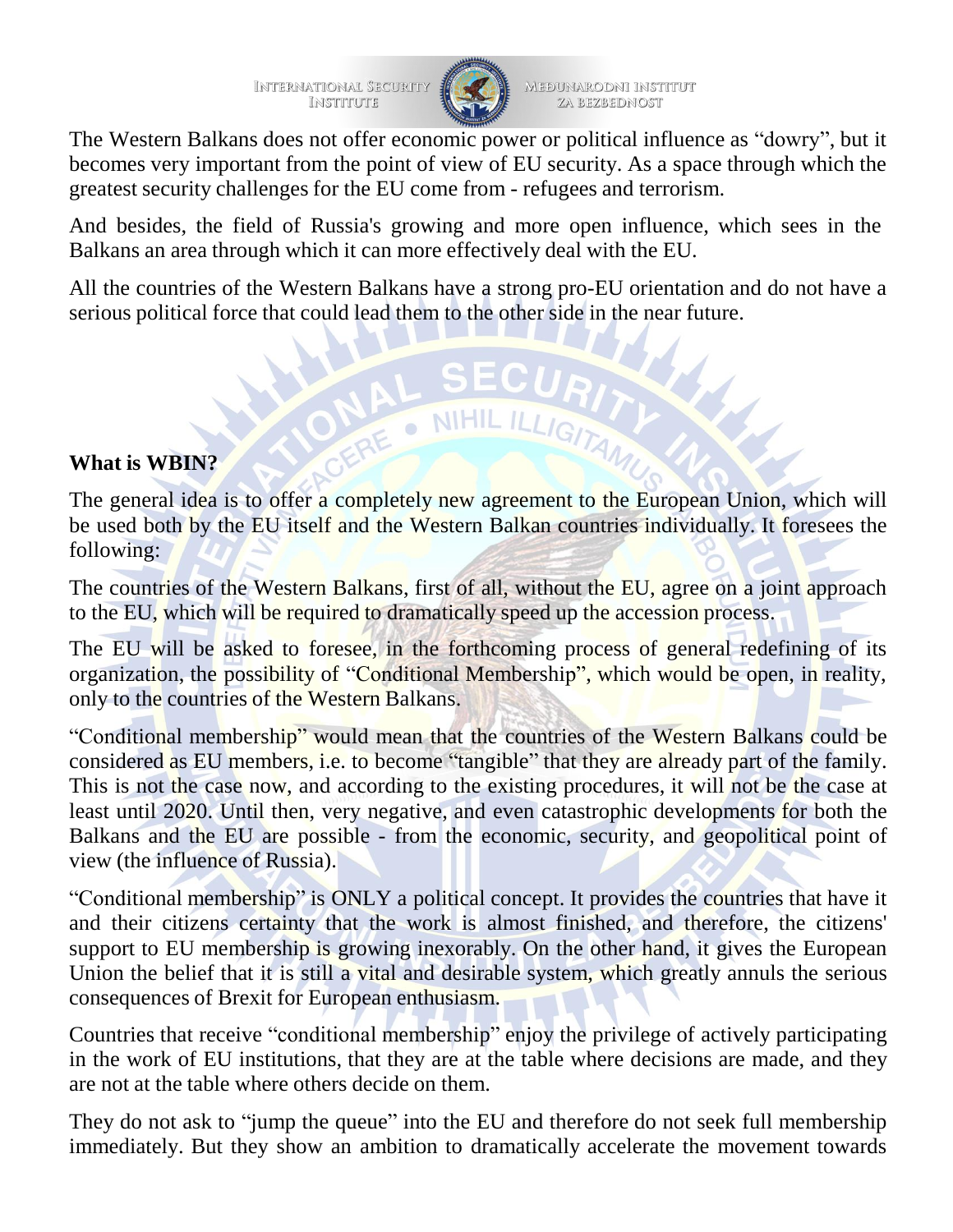The Western Balkans does not offer economic power or political influence as "dowry", but it becomes very important from the point of view of EU security. As a space through which the greatest security challenges for the EU come from - refugees and terrorism.

And besides, the field of Russia's growing and more open influence, which sees in the Balkans an area through which it can more effectively deal with the EU.

All the countries of the Western Balkans have a strong pro-EU orientation and do not have a serious political force that could lead them to the other side in the near future.

**What is WBIN?**

The general idea is to offer a completely new agreement to the European Union, which will be used both by the EU itself and the Western Balkan countries individually. It foresees the following:

The countries of the Western Balkans, first of all, without the EU, agree on a joint approach to the EU, which will be required to dramatically speed up the accession process.

The EU will be asked to foresee, in the forthcoming process of general redefining of its organization, the possibility of "Conditional Membership", which would be open, in reality, only to the countries of the Western Balkans.

"Conditional membership" would mean that the countries of the Western Balkans could be considered as EU members, i.e. to become "tangible" that they are already part of the family. This is not the case now, and according to the existing procedures, it will not be the case at least until 2020. Until then, very negative, and even catastrophic developments for both the Balkans and the EU are possible - from the economic, security, and geopolitical point of view (the influence of Russia).

"Conditional membership" is ONLY a political concept. It provides the countries that have it and their citizens certainty that the work is almost finished, and therefore, the citizens' support to EU membership is growing inexorably. On the other hand, it gives the European Union the belief that it is still a vital and desirable system, which greatly annuls the serious consequences of Brexit for European enthusiasm.

Countries that receive "conditional membership" enjoy the privilege of actively participating in the work of EU institutions, that they are at the table where decisions are made, and they are not at the table where others decide on them.

They do not ask to "jump the queue" into the EU and therefore do not seek full membership immediately. But they show an ambition to dramatically accelerate the movement towards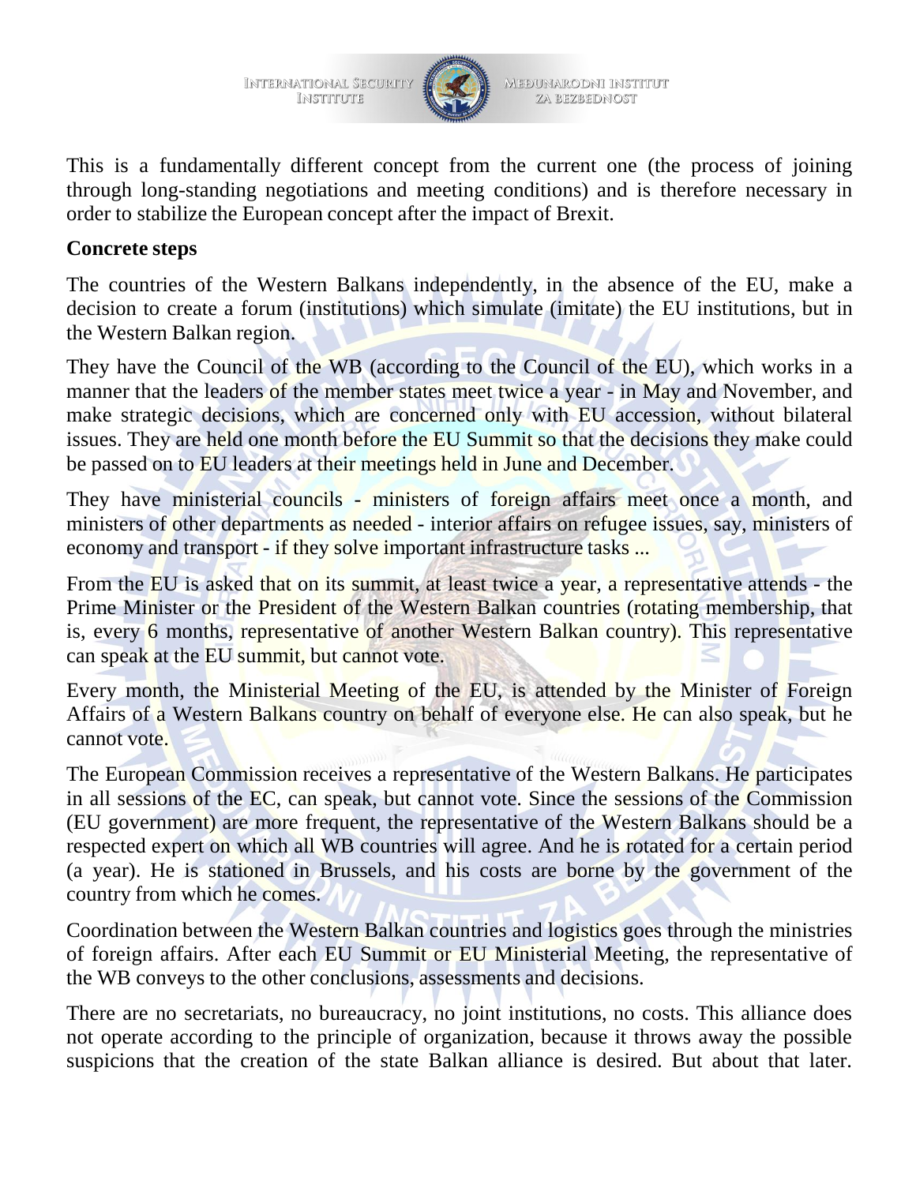This is a fundamentally different concept from the current one (the process of joining through long-standing negotiations and meeting conditions) and is therefore necessary in order to stabilize the European concept after the impact of Brexit.

**Concrete steps**

The countries of the Western Balkans independently, in the absence of the EU, make a decision to create a forum (institutions) which simulate (imitate) the EU institutions, but in the Western Balkan region.

They have the Council of the WB (according to the Council of the EU), which works in a manner that the leaders of the member states meet twice a year - in May and November, and make strategic decisions, which are concerned only with EU accession, without bilateral issues. They are held one month before the EU Summit so that the decisions they make could be passed on to EU leaders at their meetings held in June and December.

They have ministerial councils - ministers of foreign affairs meet once a month, and ministers of other departments as needed - interior affairs on refugee issues, say, ministers of economy and transport - if they solve important infrastructure tasks ...

From the EU is asked that on its summit, at least twice a year, a representative attends - the Prime Minister or the President of the Western Balkan countries (rotating membership, that is, every 6 months, representative of another Western Balkan country). This representative can speak at the EU summit, but cannot vote.

Every month, the Ministerial Meeting of the EU, is attended by the Minister of Foreign Affairs of a Western Balkans country on behalf of everyone else. He can also speak, but he cannot vote.

The European Commission receives a representative of the Western Balkans. He participates in all sessions of the EC, can speak, but cannot vote. Since the sessions of the Commission (EU government) are more frequent, the representative of the Western Balkans should be a respected expert on which all WB countries will agree. And he is rotated for a certain period (a year). He is stationed in Brussels, and his costs are borne by the government of the country from which he comes.

Coordination between the Western Balkan countries and logistics goes through the ministries of foreign affairs. After each EU Summit or EU Ministerial Meeting, the representative of the WB conveys to the other conclusions, assessments and decisions.

There are no secretariats, no bureaucracy, no joint institutions, no costs. This alliance does not operate according to the principle of organization, because it throws away the possible suspicions that the creation of the state Balkan alliance is desired. But about that later.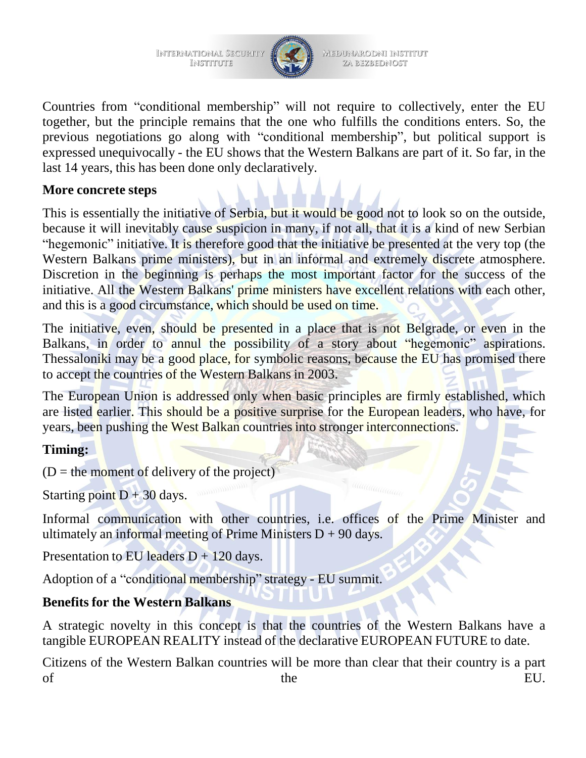Countries from "conditional membership" will not require to collectively, enter the EU together, but the principle remains that the one who fulfills the conditions enters. So, the previous negotiations go along with "conditional membership", but political support is expressed unequivocally - the EU shows that the Western Balkans are part of it. So far, in the last 14 years, this has been done only declaratively.

**More concrete steps**

This is essentially the initiative of Serbia, but it would be good not to look so on the outside, because it will inevitably cause suspicion in many, if not all, that it is a kind of new Serbian "hegemonic" initiative. It is therefore good that the initiative be presented at the very top (the Western Balkans prime ministers), but in an informal and extremely discrete atmosphere. Discretion in the beginning is perhaps the most important factor for the success of the initiative. All the Western Balkans' prime ministers have excellent relations with each other, and this is a good circumstance, which should be used on time.

The initiative, even, should be presented in a place that is not Belgrade, or even in the Balkans, in order to annul the possibility of a story about "hegemonic" aspirations. Thessaloniki may be a good place, for symbolic reasons, because the EU has promised there to accept the countries of the Western Balkans in 2003.

The European Union is addressed only when basic principles are firmly established, which are listed earlier. This should be a positive surprise for the European leaders, who have, for years, been pushing the West Balkan countries into stronger interconnections.

**Timing:**

(D = the moment of delivery of the project)

Starting point D + 30 days.

Informal communication with other countries, i.e. offices of the Prime Minister and ultimately an informal meeting of Prime Ministers D + 90 days.

Presentation to EU leaders D + 120 days.

Adoption of a "conditional membership" strategy - EU summit.

**Benefits for the Western Balkans**

A strategic novelty in this concept is that the countries of the Western Balkans have a tangible EUROPEAN REALITY instead of the declarative EUROPEAN FUTURE to date.

Citizens of the Western Balkan countries will be more than clear that their country is a part of the EU.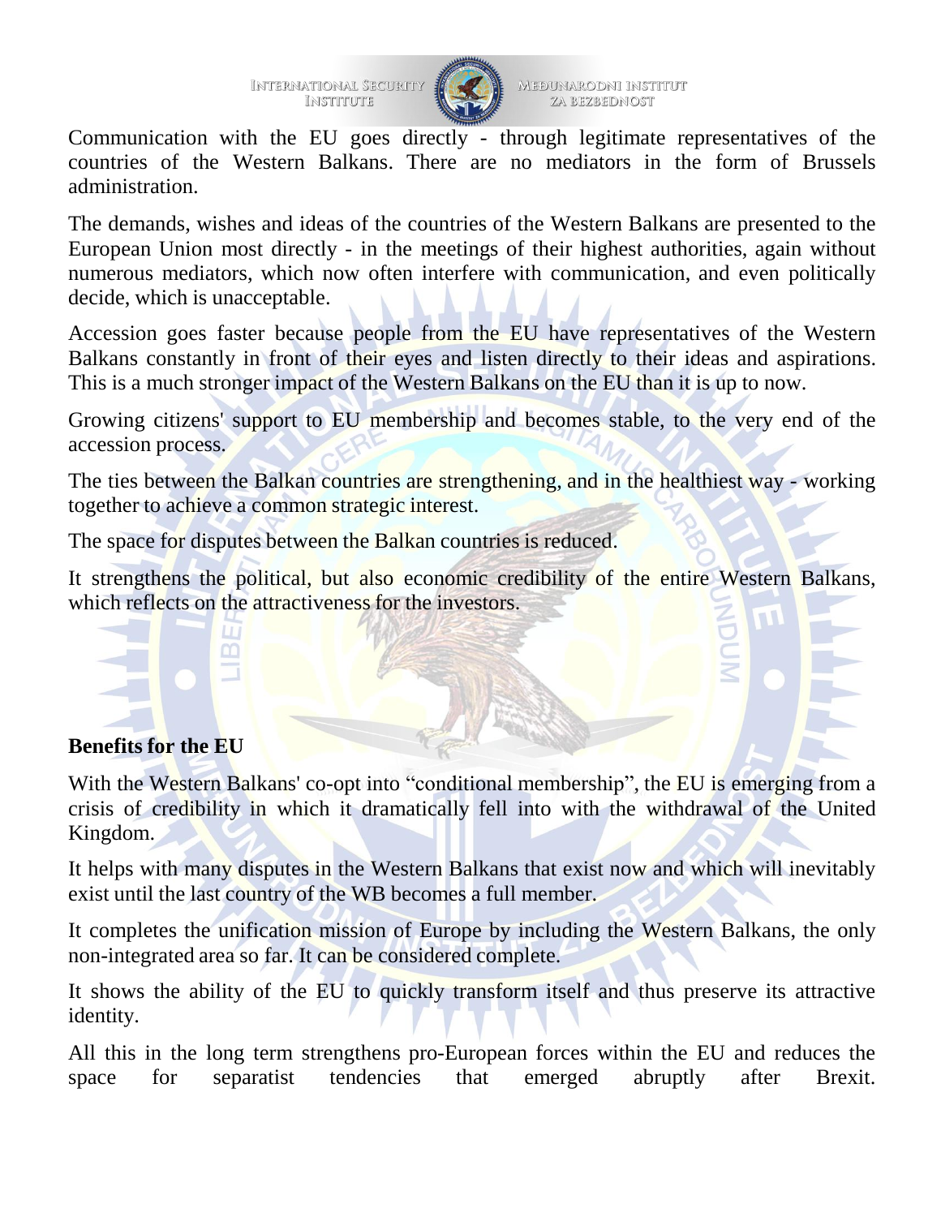Communication with the EU goes directly - through legitimate representatives of the countries of the Western Balkans. There are no mediators in the form of Brussels administration.

The demands, wishes and ideas of the countries of the Western Balkans are presented to the European Union most directly - in the meetings of their highest authorities, again without numerous mediators, which now often interfere with communication, and even politically decide, which is unacceptable.

Accession goes faster because people from the EU have representatives of the Western Balkans constantly in front of their eyes and listen directly to their ideas and aspirations. This is a much stronger impact of the Western Balkans on the EU than it is up to now.

Growing citizens' support to EU membership and becomes stable, to the very end of the accession process.

The ties between the Balkan countries are strengthening, and in the healthiest way - working together to achieve a common strategic interest.

The space for disputes between the Balkan countries is reduced.

It strengthens the political, but also economic credibility of the entire Western Balkans, which reflects on the attractiveness for the investors.

**Benefits for the EU**

With the Western Balkans' co-opt into "conditional membership", the EU is emerging from a crisis of credibility in which it dramatically fell into with the withdrawal of the United Kingdom.

It helps with many disputes in the Western Balkans that exist now and which will inevitably exist until the last country of the WB becomes a full member.

It completes the unification mission of Europe by including the Western Balkans, the only non-integrated area so far. It can be considered complete.

It shows the ability of the EU to quickly transform itself and thus preserve its attractive identity.

All this in the long term strengthens pro-European forces within the EU and reduces the space for separatist tendencies that emerged abruptly after Brexit.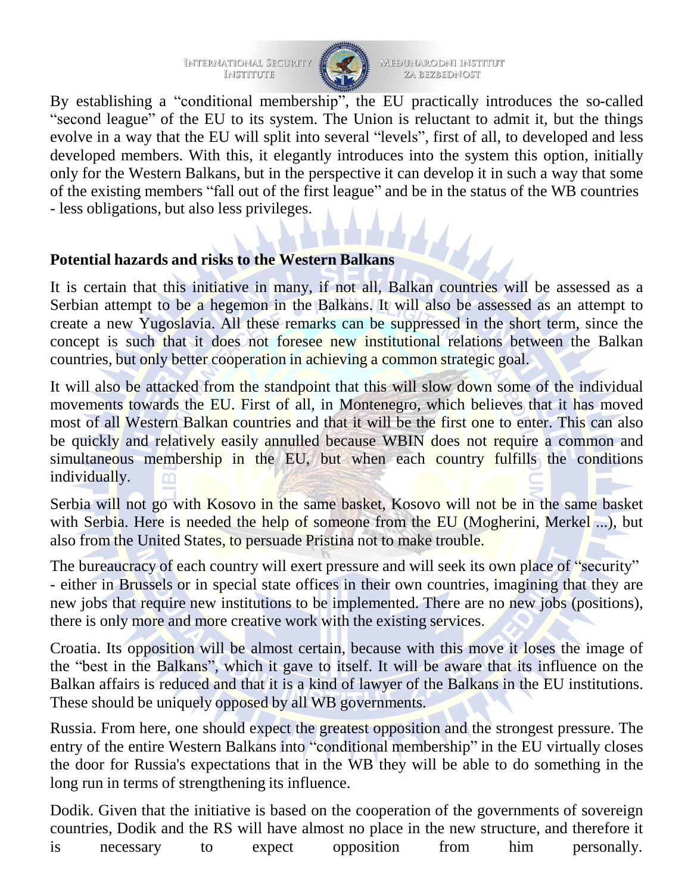By establishing a "conditional membership", the EU practically introduces the so-called "second league" of the EU to its system. The Union is reluctant to admit it, but the things evolve in a way that the EU will split into several "levels", first of all, to developed and less developed members. With this, it elegantly introduces into the system this option, initially only for the Western Balkans, but in the perspective it can develop it in such a way that some of the existing members "fall out of the first league" and be in the status of the WB countries - less obligations, but also less privileges.

**Potential hazards and risks to the Western Balkans**

It is certain that this initiative in many, if not all, Balkan countries will be assessed as a Serbian attempt to be a hegemon in the Balkans. It will also be assessed as an attempt to create a new Yugoslavia. All these remarks can be suppressed in the short term, since the concept is such that it does not foresee new institutional relations between the Balkan countries, but only better cooperation in achieving a common strategic goal.

It will also be attacked from the standpoint that this will slow down some of the individual movements towards the EU. First of all, in Montenegro, which believes that it has moved most of all Western Balkan countries and that it will be the first one to enter. This can also be quickly and relatively easily annulled because WBIN does not require a common and simultaneous membership in the EU, but when each country fulfills the conditions individually.

Serbia will not go with Kosovo in the same basket, Kosovo will not be in the same basket with Serbia. Here is needed the help of someone from the EU (Mogherini, Merkel ...), but also from the United States, to persuade Pristina not to make trouble.

The bureaucracy of each country will exert pressure and will seek its own place of "security" - either in Brussels or in special state offices in their own countries, imagining that they are new jobs that require new institutions to be implemented. There are no new jobs (positions), there is only more and more creative work with the existing services.

Croatia. Its opposition will be almost certain, because with this move it loses the image of the "best in the Balkans", which it gave to itself. It will be aware that its influence on the Balkan affairs is reduced and that it is a kind of lawyer of the Balkans in the EU institutions. These should be uniquely opposed by all WB governments.

Russia. From here, one should expect the greatest opposition and the strongest pressure. The entry of the entire Western Balkans into "conditional membership" in the EU virtually closes the door for Russia's expectations that in the WB they will be able to do something in the long run in terms of strengthening its influence.

Dodik. Given that the initiative is based on the cooperation of the governments of sovereign countries, Dodik and the RS will have almost no place in the new structure, and therefore it is necessary to expect opposition from him personally.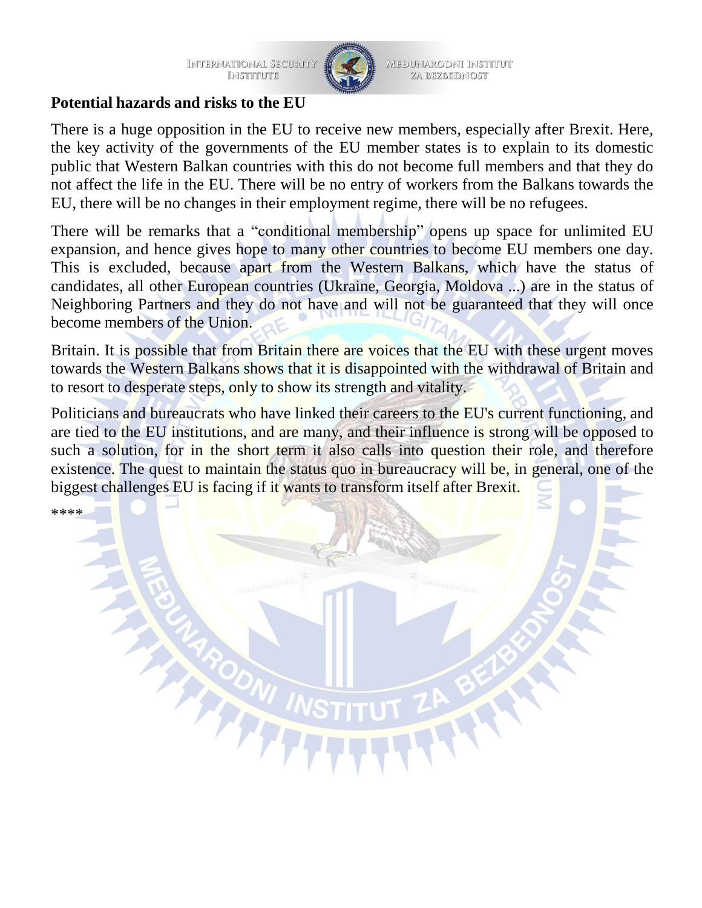**Potential hazards and risks to the EU**

There is a huge opposition in the EU to receive new members, especially after Brexit. Here, the key activity of the governments of the EU member states is to explain to its domestic public that Western Balkan countries with this do not become full members and that they do not affect the life in the EU. There will be no entry of workers from the Balkans towards the EU, there will be no changes in their employment regime, there will be no refugees.

There will be remarks that a "conditional membership" opens up space for unlimited EU expansion, and hence gives hope to many other countries to become EU members one day. This is excluded, because apart from the Western Balkans, which have the status of candidates, all other European countries (Ukraine, Georgia, Moldova ...) are in the status of Neighboring Partners and they do not have and will not be guaranteed that they will once become members of the Union.

Britain. It is possible that from Britain there are voices that the EU with these urgent moves towards the Western Balkans shows that it is disappointed with the withdrawal of Britain and to resort to desperate steps, only to show its strength and vitality.

Politicians and bureaucrats who have linked their careers to the EU's current functioning, and are tied to the EU institutions, and are many, and their influence is strong will be opposed to such a solution, for in the short term it also calls into question their role, and therefore existence. The quest to maintain the status quo in bureaucracy will be, in general, one of the biggest challenges EU is facing if it wants to transform itself after Brexit.

****